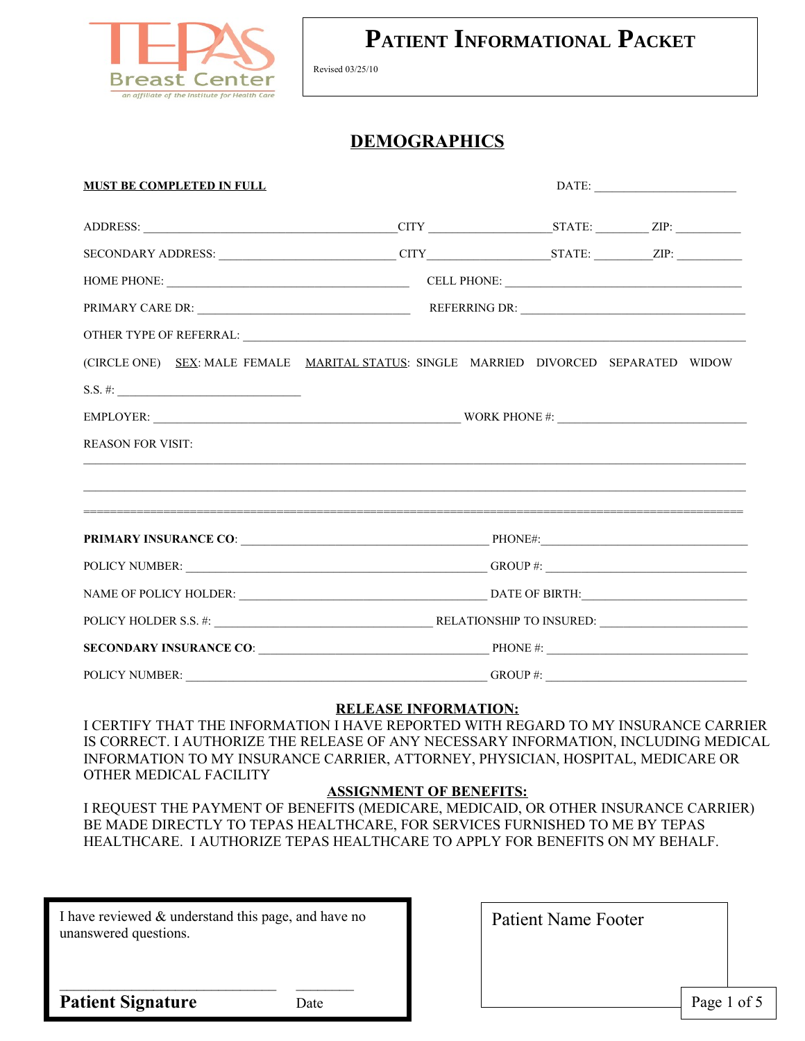Breast Center

an affiliate of the Institute for Health Care

# Patient Informational Packet

Revised 03/25/10

## DEMOGRAPHICS

**MUST BE COMPLETED IN FULL**

DATE: ______________________

ADDRESS: ________________________________________ CITY __________________ STATE: ________ ZIP: __________

SECONDARY ADDRESS: ____________________________ CITY __________________ STATE: ________ ZIP: __________

HOME PHONE: ______________________________________ CELL PHONE: ______________________________________

PRIMARY CARE DR: __________________________________ REFERRING DR: ____________________________________

OTHER TYPE OF REFERRAL: ________________________________________________________________________________

(CIRCLE ONE) SEX: MALE FEMALE MARITAL STATUS: SINGLE MARRIED DIVORCED SEPARATED WIDOW

S.S. #: ______________________________

EMPLOYER: __________________________________________________ WORK PHONE #: ______________________________

REASON FOR VISIT:

______________________________________________________________________________________________________

______________________________________________________________________________________________________

================================================================================================

**PRIMARY INSURANCE CO**: ________________________________________ PHONE#: ________________________________

POLICY NUMBER: __________________________________________________ GROUP #: ________________________________

NAME OF POLICY HOLDER: ________________________________________ DATE OF BIRTH: __________________________

POLICY HOLDER S.S. #: ____________________________________ RELATIONSHIP TO INSURED: ________________________

**SECONDARY INSURANCE CO**: ______________________________________ PHONE #: ________________________________

POLICY NUMBER: __________________________________________________ GROUP #: ________________________________

### RELEASE INFORMATION:

I CERTIFY THAT THE INFORMATION I HAVE REPORTED WITH REGARD TO MY INSURANCE CARRIER IS CORRECT. I AUTHORIZE THE RELEASE OF ANY NECESSARY INFORMATION, INCLUDING MEDICAL INFORMATION TO MY INSURANCE CARRIER, ATTORNEY, PHYSICIAN, HOSPITAL, MEDICARE OR OTHER MEDICAL FACILITY

### ASSIGNMENT OF BENEFITS:

I REQUEST THE PAYMENT OF BENEFITS (MEDICARE, MEDICAID, OR OTHER INSURANCE CARRIER) BE MADE DIRECTLY TO TEPAS HEALTHCARE, FOR SERVICES FURNISHED TO ME BY TEPAS HEALTHCARE. I AUTHORIZE TEPAS HEALTHCARE TO APPLY FOR BENEFITS ON MY BEHALF.

I have reviewed & understand this page, and have no unanswered questions.

______________________________ ________

**Patient Signature** Date

Patient Name Footer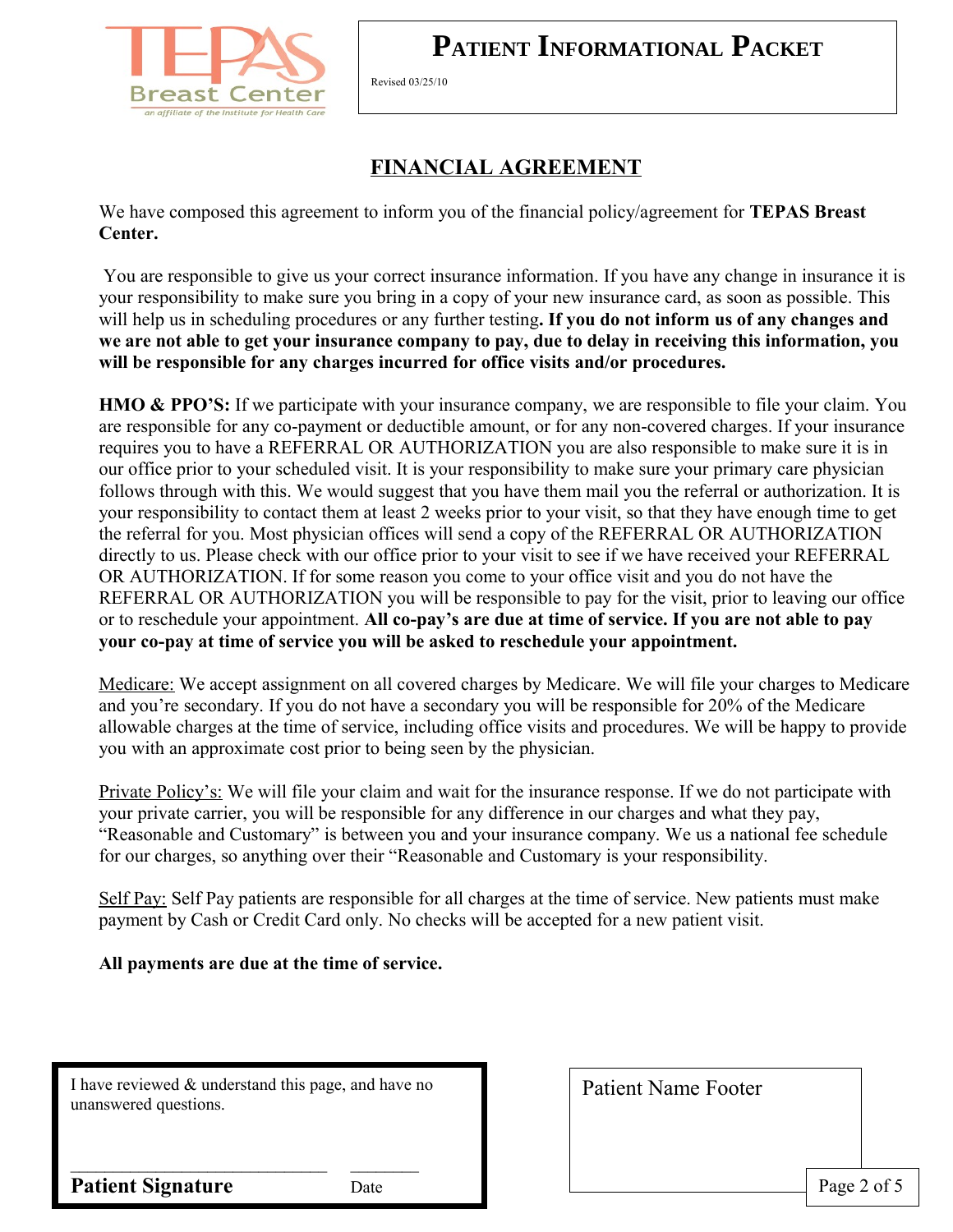# FINANCIAL AGREEMENT

We have composed this agreement to inform you of the financial policy/agreement for **TEPAS Breast Center.**

You are responsible to give us your correct insurance information. If you have any change in insurance it is your responsibility to make sure you bring in a copy of your new insurance card, as soon as possible. This will help us in scheduling procedures or any further testing**. If you do not inform us of any changes and we are not able to get your insurance company to pay, due to delay in receiving this information, you will be responsible for any charges incurred for office visits and/or procedures.**

**HMO & PPO'S:** If we participate with your insurance company, we are responsible to file your claim. You are responsible for any co-payment or deductible amount, or for any non-covered charges. If your insurance requires you to have a REFERRAL OR AUTHORIZATION you are also responsible to make sure it is in our office prior to your scheduled visit. It is your responsibility to make sure your primary care physician follows through with this. We would suggest that you have them mail you the referral or authorization. It is your responsibility to contact them at least 2 weeks prior to your visit, so that they have enough time to get the referral for you. Most physician offices will send a copy of the REFERRAL OR AUTHORIZATION directly to us. Please check with our office prior to your visit to see if we have received your REFERRAL OR AUTHORIZATION. If for some reason you come to your office visit and you do not have the REFERRAL OR AUTHORIZATION you will be responsible to pay for the visit, prior to leaving our office or to reschedule your appointment. **All co-pay's are due at time of service. If you are not able to pay your co-pay at time of service you will be asked to reschedule your appointment.**

Medicare: We accept assignment on all covered charges by Medicare. We will file your charges to Medicare and you're secondary. If you do not have a secondary you will be responsible for 20% of the Medicare allowable charges at the time of service, including office visits and procedures. We will be happy to provide you with an approximate cost prior to being seen by the physician.

Private Policy's: We will file your claim and wait for the insurance response. If we do not participate with your private carrier, you will be responsible for any difference in our charges and what they pay, "Reasonable and Customary" is between you and your insurance company. We us a national fee schedule for our charges, so anything over their "Reasonable and Customary is your responsibility.

Self Pay: Self Pay patients are responsible for all charges at the time of service. New patients must make payment by Cash or Credit Card only. No checks will be accepted for a new patient visit.

**All payments are due at the time of service.**

I have reviewed & understand this page, and have no unanswered questions.

\_\_\_\_\_\_\_\_\_\_\_\_\_\_\_\_\_\_\_\_\_\_\_\_\_\_\_\_ \_\_\_\_\_\_\_\_

**Patient Signature** Date

Patient Name Footer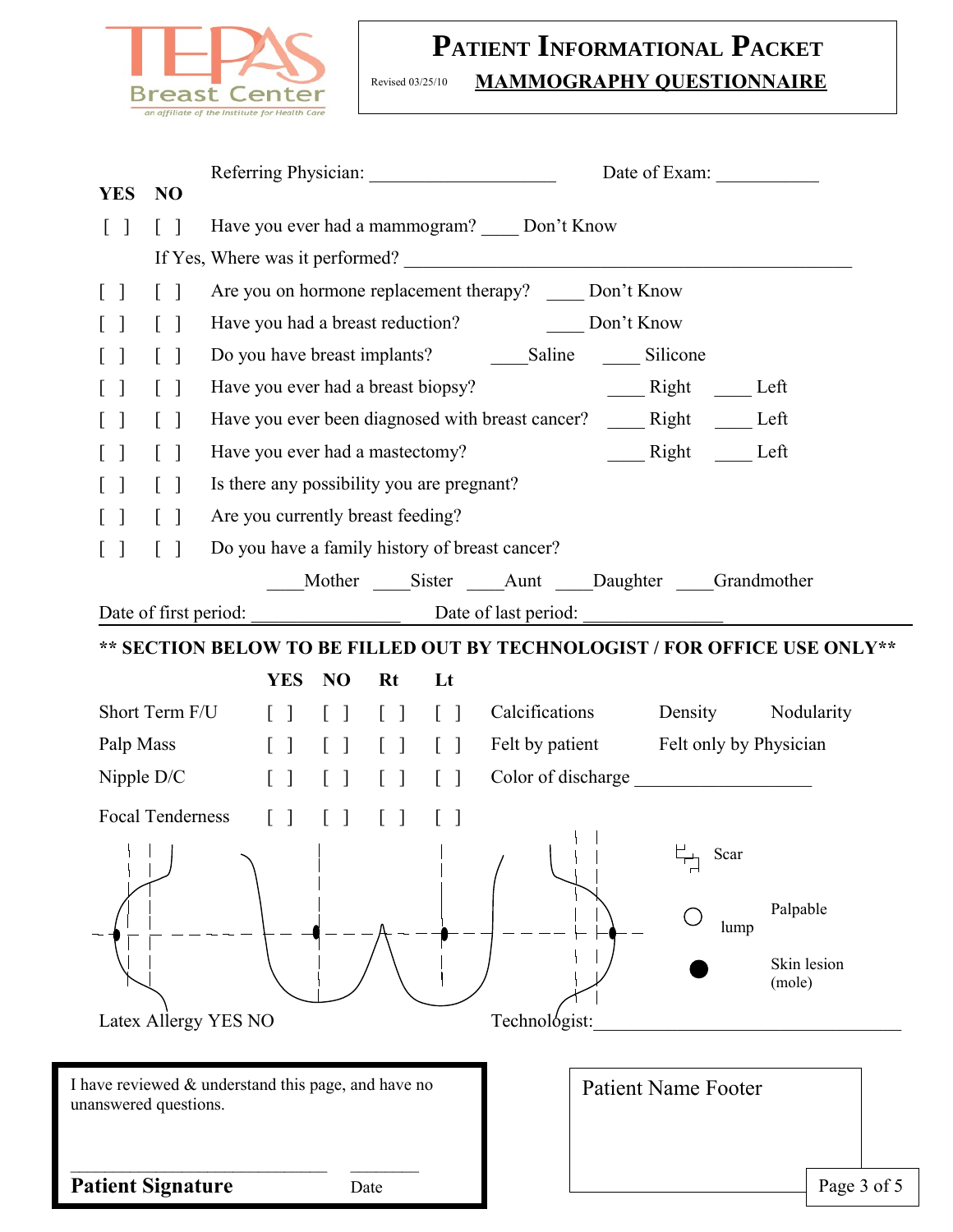TEPAS Breast Center
an affiliate of the Institute for Health Care

# PATIENT INFORMATIONAL PACKET

Revised 03/25/10

## MAMMOGRAPHY QUESTIONNAIRE

Referring Physician: ____________________ Date of Exam: ___________

| YES | NO | |
|---|---|---|
| [ ] | [ ] | Have you ever had a mammogram? ____ Don't Know |
| | | If Yes, Where was it performed? ________________________________________________ |
| [ ] | [ ] | Are you on hormone replacement therapy? ____ Don't Know |
| [ ] | [ ] | Have you had a breast reduction? ____ Don't Know |
| [ ] | [ ] | Do you have breast implants? ____Saline ____ Silicone |
| [ ] | [ ] | Have you ever had a breast biopsy? ____ Right ____ Left |
| [ ] | [ ] | Have you ever been diagnosed with breast cancer? ____ Right ____ Left |
| [ ] | [ ] | Have you ever had a mastectomy? ____ Right ____ Left |
| [ ] | [ ] | Is there any possibility you are pregnant? |
| [ ] | [ ] | Are you currently breast feeding? |
| [ ] | [ ] | Do you have a family history of breast cancer? |
| | | ____Mother ____Sister ____Aunt ____Daughter ____Grandmother |

Date of first period: ________________ Date of last period: ______________

**** SECTION BELOW TO BE FILLED OUT BY TECHNOLOGIST / FOR OFFICE USE ONLY****

| | YES | NO | Rt | Lt | | | |
|---|---|---|---|---|---|---|---|
| Short Term F/U | [ ] | [ ] | [ ] | [ ] | Calcifications | Density | Nodularity |
| Palp Mass | [ ] | [ ] | [ ] | [ ] | Felt by patient | Felt only by Physician | |
| Nipple D/C | [ ] | [ ] | [ ] | [ ] | Color of discharge __________________ | | |
| Focal Tenderness | [ ] | [ ] | [ ] | [ ] | | | |

Scar

Palpable lump

Skin lesion (mole)

Latex Allergy YES NO

Technologist:________________________________

I have reviewed & understand this page, and have no unanswered questions.

______________________________ ________

**Patient Signature** Date

Patient Name Footer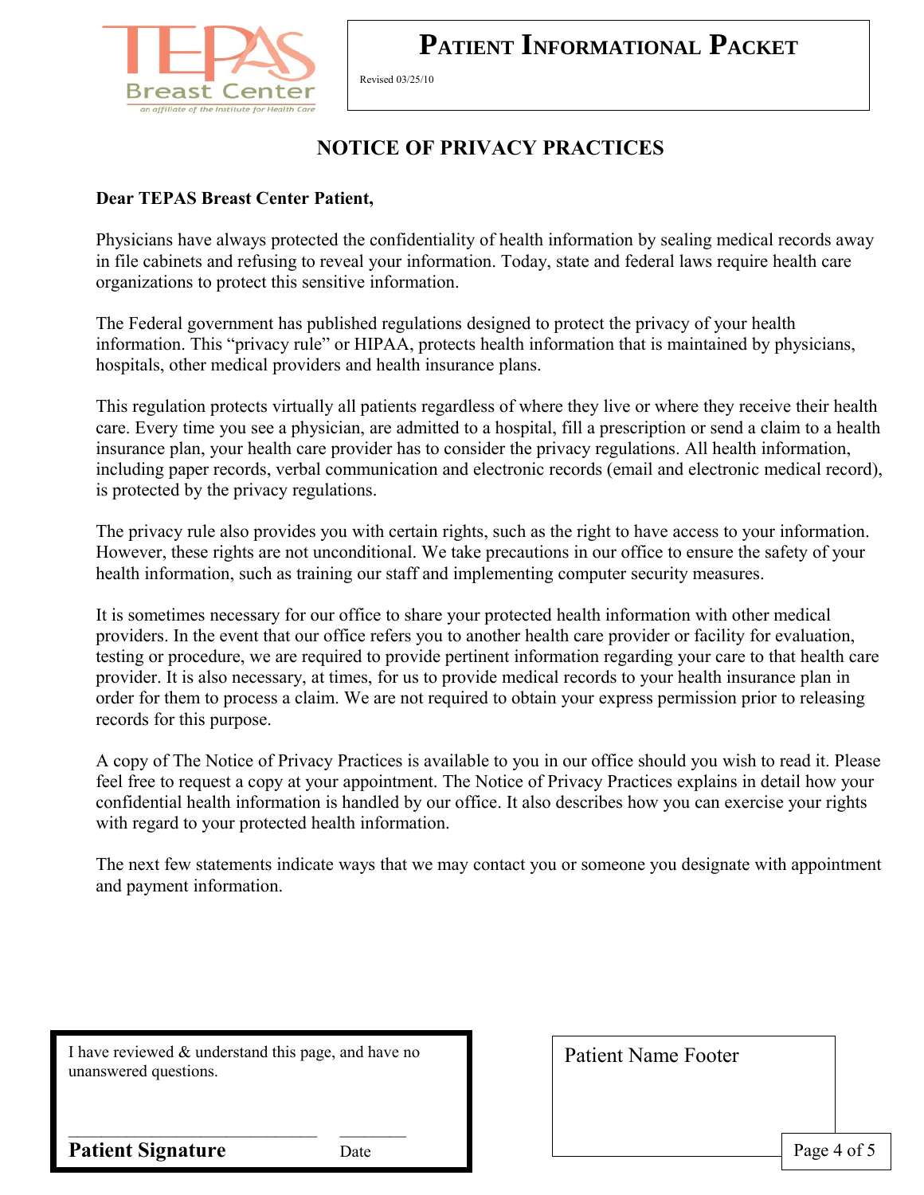**TEPAS Breast Center**
*an affiliate of the Institute for Health Care*

# PATIENT INFORMATIONAL PACKET

Revised 03/25/10

## NOTICE OF PRIVACY PRACTICES

**Dear TEPAS Breast Center Patient,**

Physicians have always protected the confidentiality of health information by sealing medical records away in file cabinets and refusing to reveal your information. Today, state and federal laws require health care organizations to protect this sensitive information.

The Federal government has published regulations designed to protect the privacy of your health information. This "privacy rule" or HIPAA, protects health information that is maintained by physicians, hospitals, other medical providers and health insurance plans.

This regulation protects virtually all patients regardless of where they live or where they receive their health care. Every time you see a physician, are admitted to a hospital, fill a prescription or send a claim to a health insurance plan, your health care provider has to consider the privacy regulations. All health information, including paper records, verbal communication and electronic records (email and electronic medical record), is protected by the privacy regulations.

The privacy rule also provides you with certain rights, such as the right to have access to your information. However, these rights are not unconditional. We take precautions in our office to ensure the safety of your health information, such as training our staff and implementing computer security measures.

It is sometimes necessary for our office to share your protected health information with other medical providers. In the event that our office refers you to another health care provider or facility for evaluation, testing or procedure, we are required to provide pertinent information regarding your care to that health care provider. It is also necessary, at times, for us to provide medical records to your health insurance plan in order for them to process a claim. We are not required to obtain your express permission prior to releasing records for this purpose.

A copy of The Notice of Privacy Practices is available to you in our office should you wish to read it. Please feel free to request a copy at your appointment. The Notice of Privacy Practices explains in detail how your confidential health information is handled by our office. It also describes how you can exercise your rights with regard to your protected health information.

The next few statements indicate ways that we may contact you or someone you designate with appointment and payment information.

I have reviewed & understand this page, and have no unanswered questions.

______________________________ ________

**Patient Signature** Date

Patient Name Footer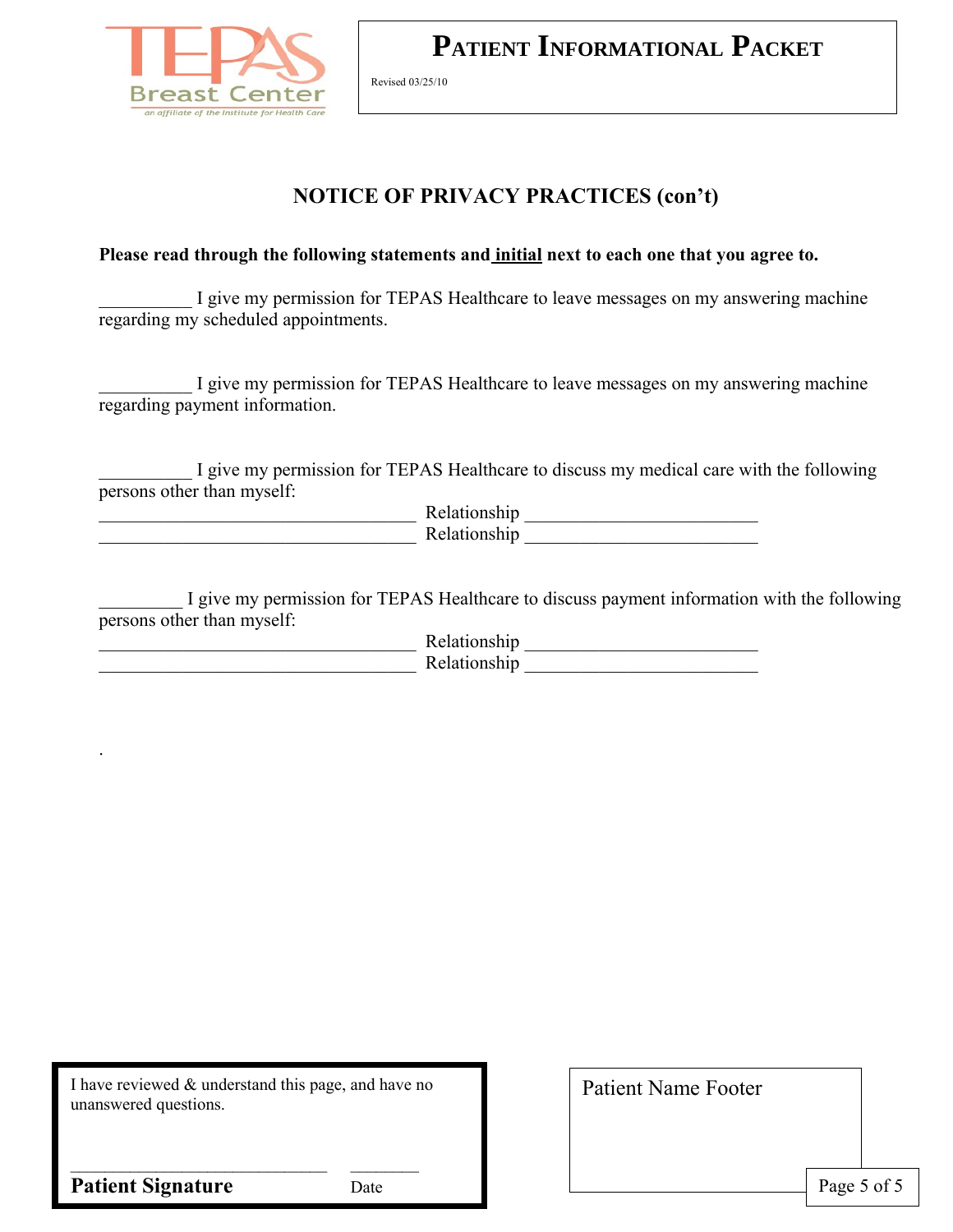TEPAS Breast Center
an affiliate of the Institute for Health Care

# PATIENT INFORMATIONAL PACKET

Revised 03/25/10

## NOTICE OF PRIVACY PRACTICES (con't)

**Please read through the following statements and initial next to each one that you agree to.**

__________ I give my permission for TEPAS Healthcare to leave messages on my answering machine regarding my scheduled appointments.

__________ I give my permission for TEPAS Healthcare to leave messages on my answering machine regarding payment information.

__________ I give my permission for TEPAS Healthcare to discuss my medical care with the following persons other than myself:

___________________________________ Relationship _________________________

___________________________________ Relationship _________________________

_________ I give my permission for TEPAS Healthcare to discuss payment information with the following persons other than myself:

___________________________________ Relationship _________________________

___________________________________ Relationship _________________________

.

I have reviewed & understand this page, and have no unanswered questions.

____________________________ ________

**Patient Signature** Date

Patient Name Footer